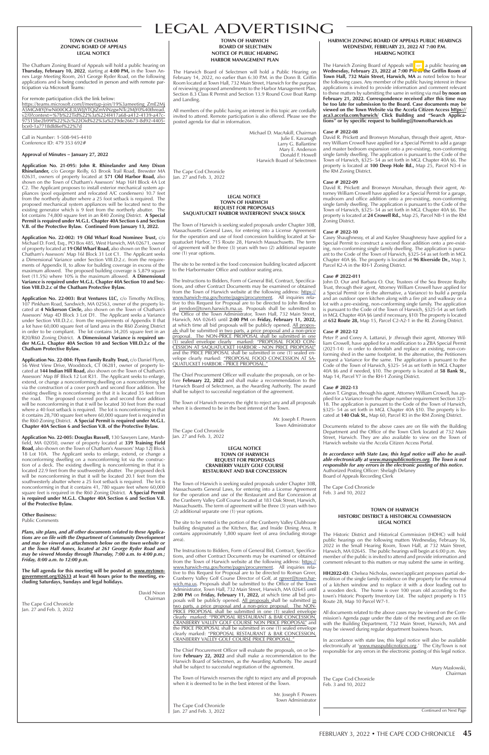# LEGAL ADVERTISING

### TOWN OF CHATHAM
### ZONING BOARD OF APPEALS
### LEGAL NOTICE

The Chatham Zoning Board of Appeals will hold a public hearing on **Thursday, February 10, 2022**, starting at **4:00 PM,** in the Town Annex Large Meeting Room, 261 George Ryder Road, on the following applications and is being conducted in person and with remote participation via Microsoft Teams:

For remote participation click the link below:
https://teams.microsoft.com/l/meetup-join/19%3ameeting_ZmE2MjA5MGMtYjYwNi00OGE3LWJjYTQtZmViNzgwNTc2MjY0%40thread.v2/0?context=%7b%22Tid%22%3a%224f417a68-a412-4139-a47c-97515be2b99f%22%2c%22Oid%22%3a%229de26673-8d92-4405-bce0-1a7718dfd6ef%22%7d

Call in Number: 1-508-945-4410
Conference ID: 479 353 692#

**Approval of Minutes – January 27, 2022**

**Application No. 21-095: John R. Rhinelander and Amy Dixon Rhinelander,** c/o George Reilly, 63 Brook Trail Road, Brewster MA 02631, owners of property located at **571 Old Harbor Road,** also shown on the Town of Chatham's Assessors' Map 16H Block 4A Lot C2. The Applicant proposes to install exterior mechanical system appliances (pool equipment and relocated A/C condensers) 10.7 feet from the northerly abutter where a 25 foot setback is required. The proposed mechanical system appliances will be located next to the existing generator which is 9 feet from the northerly abutter. The lot contains 74,800 square feet in an R40 Zoning District. **A Special Permit is required under M.G.L. Chapter 40A Section 6 and Section V.B. of the Protective Bylaw. Continued from January 13, 2022.**

**Application No. 22-002: 19 Old Wharf Road Nominee Trust,** c/o Michael D. Ford, Esq., PO Box 485, West Harwich, MA 02671, owner of property located at **19 Old Wharf Road,** also shown on the Town of Chatham's Assessors' Map 16I Block 31 Lot C1. The Applicant seeks a Dimensional Variance under Section VIII.D.2.c. from the requirements of Appendix II, to allow for building coverage in excess of the maximum allowed. The proposed building coverage is 5,879 square feet (11.5%) where 10% is the maximum allowed. **A Dimensional Variance is required under M.G.L. Chapter 40A Section 10 and Section VIII.D.2.c of the Chatham Protective Bylaw.**

**Application No. 22-003: Brat Ventures LLC,** c/o Timothy McElroy, 107 Pinkham Road, Sandwich, MA 02563, owner of the property located at **4 Nickerson Circle,** also shown on the Town of Chatham's Assessors' Map 4D Block 3 Lot D1. The Applicant seeks a Variance under Section VIII.D.2.c. from the requirements of Appendix II that a lot have 60,000 square feet of land area in the R60 Zoning District in order to be compliant. The lot contains 34,205 square feet in an R20/R60 Zoning District. **A Dimensional Variance is required under M.G.L. Chapter 40A Section 10 and Section VIII.D.2.c of the Chatham Protective Bylaw.**

**Application No. 22-004: Flynn Family Realty Trust,** c/o Daniel Flynn, 56 West View Drive, Woodstock, CT 06281, owner of property located at **144 Indian Hill Road,** also shown on the Town of Chatham's Assessors' Map 8F Block 12 Lot R31. The Applicant seeks to enlarge, extend, or change a nonconforming dwelling on a nonconforming lot via the construction of a cover porch and second floor addition. The existing dwelling is nonconforming in that it is located 35 feet from the road. The proposed covered porch and second floor addition will be nonconforming in that it will be located 30 feet from the road where a 40 foot setback is required. The lot is nonconforming in that it contains 28,700 square feet where 60,000 square feet is required in the R60 Zoning District. **A Special Permit is required under M.G.L. Chapter 40A Section 6 and Section V.B. of the Protective Bylaw.**

**Application No. 22-005: Douglas Russell,** 130 Sawyers Lane, Marshfield, MA 02050, owner of property located at **339 Training Field Road,** also shown on the Town of Chatham's Assessors' Map 12J Block 18 Lot 10A. The Applicant seeks to enlarge, extend, or change a nonconforming dwelling on a nonconforming lot via the construction of a deck. The existing dwelling is nonconforming in that it is located 22.9 feet from the southwesterly abutter. The proposed deck will be nonconforming in that it will be located 20.1 feet from the southwesterly abutter where a 25 foot setback is required. The lot is nonconforming in that it contains 41, 780 square feet where 60,000 square feet is required in the R60 Zoning District. **A Special Permit is required under M.G.L. Chapter 40A Section 6 and Section V.B. of the Protective Bylaw.**

**Other Business:**
Public Comments

***Plans, site plans, and all other documents related to these Applications are on file with the Department of Community Development and may be viewed as attachments below on the town website or at the Town Hall Annex, located at 261 George Ryder Road and may be viewed Monday through Thursday, 7:00 a.m. to 4:00 p.m.; Friday, 8:00 a.m. to 12:00 p.m.***

**The full agenda for this meeting will be posted at: www.mytowngovernment.org/02633 at least 48 hours prior to the meeting, excluding Saturdays, Sundays and legal holidays.**

David Nixon
Chairman

The Cape Cod Chronicle
Jan. 27 and Feb. 3, 2022

### TOWN OF HARWICH
### BOARD OF SELECTMEN
### NOTICE OF PUBLIC HEARING
### HARBOR MANAGEMENT PLAN

The Harwich Board of Selectmen will hold a Public Hearing on February 14, 2022, no earlier than 6:30 P.M. in the Donn B. Griffin Room located at Town Hall, 732 Main Street, Harwich for the purpose of reviewing proposed amendments to the Harbor Management Plan, Section 8.3 Class R Permit and Section 13.9 Round Cove Boat Ramp and Landing.

All members of the public having an interest in this topic are cordially invited to attend. Remote participation is also offered. Please see the posted agenda for dial in information.

Michael D. MacAskill, Chairman
Julie E. Kavanagh
Larry G. Ballantine
Mary E. Anderson
Donald F. Howell
Harwich Board of Selectmen

The Cape Cod Chronicle
Jan. 27 and Feb. 3, 2022

### LEGAL NOTICE
### TOWN OF HARWICH
### REQUEST FOR PROPOSALS
### SAQUATUCKET HARBOR WATERFRONT SNACK SHACK

The Town of Harwich is seeking sealed proposals under Chapter 30B, Massachusetts General Laws, for entering into a License Agreement for the operation and use of food concession building located at Saquatucket Harbor, 715 Route 28, Harwich Massachusetts. The term of agreement will be three (3) years with two (2) additional separate one (1) year options.

The site to be rented is the food concession building located adjacent to the Harbormaster Office and outdoor seating area.

The Instructions to Bidders, Form of General Bid, Contract, Specifications, and other Contract Documents may be examined or obtained from the Town of Harwich website at the following address: https://www.harwich-ma.gov/home/pages/procurement. All inquiries relative to this Request for Proposal are to be directed to John Rendon at jrendon@town.harwich.ma.us. Proposals shall be submitted to the Office of the Town Administrator, Town Hall, 732 Main Street, Harwich, MA 02645 until **2:00 PM** on **Friday, February 11, 2022,** at which time all bid proposals will be publicly opened. All proposals shall be submitted in two parts, a price proposal and a non-price proposal. The NON-PRICE PROPOSAL shall be submitted in one (1) sealed envelope clearly marked: "PROPOSAL FOOD CONCESSION AT SAQUATUCKET HARBOR - NON PRICE PROPOSAL" and the PRICE PROPOSAL shall be submitted in one (1) sealed envelope clearly marked: "PROPOSAL FOOD CONCESSION AT SAQUATUCKET HARBOR - PRICE PROPOSAL."

The Chief Procurement Officer will evaluate the proposals, on or before **February 22, 2022** and shall make a recommendation to the Harwich Board of Selectmen, as the Awarding Authority. The award shall be subject to successful negotiation of the agreement.

The Town of Harwich reserves the right to reject any and all proposals when it is deemed to be in the best interest of the Town.

Mr. Joseph F. Powers
Town Administrator

The Cape Cod Chronicle
Jan. 27 and Feb. 3, 2022

### LEGAL NOTICE
### TOWN OF HARWICH
### REQUEST FOR PROPOSALS
### CRANBERRY VALLEY GOLF COURSE
### RESTAURANT AND BAR CONCESSION

The Town of Harwich is seeking sealed proposals under Chapter 30B, Massachusetts General Laws, for entering into a License Agreement for the operation and use of the Restaurant and Bar Concession at the Cranberry Valley Golf Course located at 183 Oak Street, Harwich, Massachusetts. The term of agreement will be three (3) years with two (2) additional separate one (1) year options.

The site to be rented is the portion of the Cranberry Valley Clubhouse building designated as the Kitchen, Bar, and Inside Dining Area. It contains approximately 1,800 square feet of area (including storage area).

The Instructions to Bidders, Form of General Bid, Contract, Specifications, and other Contract Documents may be examined or obtained from the Town of Harwich website at the following address: https://www.harwich-ma.gov/home/pages/procurement. All inquiries relative to this Request for Proposal are to be directed to Roman Greer, Cranberry Valley Golf Course Director of Golf, at rgreer@town.harwich.ma.us. Proposals shall be submitted to the Office of the Town Administrator, Town Hall, 732 Main Street, Harwich, MA 02645 until **2:00 PM** on **Friday, February 11, 2022,** at which time all bid proposals will be publicly opened. All proposals shall be submitted in two parts, a price proposal and a non-price proposal. The NON-PRICE PROPOSAL shall be submitted in one (1) sealed envelope clearly marked: "PROPOSAL RESTAURANT & BAR CONCESSION, CRANBERRY VALLEY GOLF COURSE NON PRICE PROPOSAL" and the PRICE PROPOSAL shall be submitted in one (1) sealed envelope clearly marked: "PROPOSAL RESTAURANT & BAR CONCESSION, CRANBERRY VALLEY GOLF COURSE PRICE PROPOSAL."

The Chief Procurement Officer will evaluate the proposals, on or before **February 22, 2022** and shall make a recommendation to the Harwich Board of Selectmen, as the Awarding Authority. The award shall be subject to successful negotiation of the agreement.

The Town of Harwich reserves the right to reject any and all proposals when it is deemed to be in the best interest of the Town.

Mr. Joseph F. Powers
Town Administrator

The Cape Cod Chronicle
Jan. 27 and Feb. 3, 2022

### HARWICH ZONING BOARD OF APPEALS PUBLIC HEARINGS
### WEDNESDAY, FEBRUARY 23, 2022 AT 7:00 P.M.
### HEARING NOTICE

The Harwich Zoning Board of Appeals will hold a public hearing **on Wednesday, February 23, 2022 at 7:00 P.M. in the Griffin Room of Town Hall, 732 Main Street, Harwich, MA** as noted below to hear the following cases. Any member of the public having interest in these applications is invited to provide information and comment relevant to these matters by submitting the same in writing via mail **by noon on February 21, 2022. Correspondence received after this time may be too late for submission to the Board. Case documents may be viewed on the Town Website via the Accela Citizen Access https://aca3.accela.com/harwich/ Click Building and "Search Applications" or by specific request to building@townofharwich.us**

**Case # 2022-08**
David R. Prickett and Bronwyn Monahan, through their agent, Attorney William Crowell have applied for a Special Permit to add a garage and master bedroom expansion onto a pre-existing, non-conforming single family dwelling. The application is pursuant to the Code of the Town of Harwich, §325- 54 as set forth in MGL Chapter 40A §6. The property is located at **100 Deep Hole Rd.,** Map 25, Parcel N3-4 in the RM Zoning District.

**Case # 2022-09**
David R. Prickett and Bronwyn Monahan, through their agent, Attorney William Crowell have applied for a Special Permit for a garage, mudroom and office addition onto a pre-existing, non-conforming single family dwelling. The application is pursuant to the Code of the Town of Harwich, §325- 54 as set forth in MGL Chapter 40A §6. The property is located at **24 Crowell Rd.,** Map 25, Parcel N8-1 in the RM Zoning District.

**Case # 2022-10**
Casey Shaughnessy, et al and Kaylee Shaughnessy have applied for a Special Permit to construct a second floor addition onto a pre-existing, non-conforming single family dwelling. The application is pursuant to the Code of the Town of Harwich, §325-54 as set forth in MGL Chapter 40A §6. The property is located at **96 Riverside Dr.,** Map 3, Parcel K2-A in the RH-1 Zoning District.

**Case # 2022-011**
John D. Our and Barbara O. Our, Trustees of the Sea Breeze Realty Trust, through their agent, Attorney William Crowell have applied for a Special Permit (or in the alternative, a Variance) to build a pergola and an outdoor open kitchen along with a fire pit and walkway on a lot with a pre-existing, non-conforming single family. The application is pursuant to the Code of the Town of Harwich, §325-54 as set forth in MGL Chapter 40A §6 (and if necessary, §10) The property is located at **652 Route 28,** Map 15, Parcel C2-A2-1 in the RL Zoning District.

**Case # 2022-12**
Peter P. and Corey A. Lattanzi, Jr .through their agent, Attorney William Crowell, have applied for a modification to a ZBA Special Permit (2021-14) in order to demolish and replace an existing, non-conforming shed in the same footprint. In the alternative, the Petitioners request a Variance for the same. The application is pursuant to the Code of the Town of Harwich, §325- 54 as set forth in MGL Chapter 40A §6 and if needed, §10. The property is located at **58 Bank St.,** Map 14, Parcel Y7 in the RH-1 Zoning District.

**Case # 2022-13**
Aaron T. Gingras, through his agent, Attorney William Crowell, has applied for a Variance from the shape number requirement Section 325-18. The application is pursuant to the Code of the Town of Harwich, §325- 54 as set forth in MGL Chapter 40A §10. The property is located at **140 Oak St.,** Map 60, Parcel R3 in the RM Zoning District.

Documents related to the above cases are on file with the Building Department and the Office of the Town Clerk located at 732 Main Street, Harwich. They are also available to view on the Town of Harwich website via the Accela Citizen Access Portal.

***In accordance with State Law, this legal notice will also be available electronically at www.masspublicnotices.org. The Town is not responsible for any errors in the electronic posting of this notice.***
Authorized Posting Officer: Shelagh Delaney
Board of Appeals Recording Clerk

The Cape Cod Chronicle
Feb. 3 and 10, 2022

### TOWN OF HARWICH
### HISTORIC DISTRICT & HISTORICAL COMMISSION
### LEGAL NOTICE

The Historic District and Historical Commission (HDHC) will hold public hearings on the following matters Wednesday, February 16, 2022 in the Small Hearing Room, Town Hall, at 732 Main Street, Harwich, MA 02645. The public hearings will begin at 6:00 p.m. Any member of the public is invited to attend and provide information and comment relevant to this matters or may submit the same in writing.

**HH2022-03**: Chelsea Nicholas, owner/applicant proposes partial demolition of the single family residence on the property for the removal of a kitchen window and to replace it with a door leading out to a wooden deck. The home is over 100 years old according to the town's Historic Property Inventory List. The subject property is 115 Route 28, Map 10 Parcel W7-1.

All documents related to the above cases may be viewed on the Commission's Agenda page under the date of the meeting and are on file with the Building Department, 732 Main Street, Harwich, MA and may be viewed during regular department business hours.

In accordance with state law, this legal notice will also be available electronically at 'www.masspublicnotices.org.' The City/Town is not responsible for any errors in the electronic posting of this legal notice.

Mary Maslowski,
Chairman

The Cape Cod Chronicle
Feb. 3 and 10, 2022

Continued on Next Page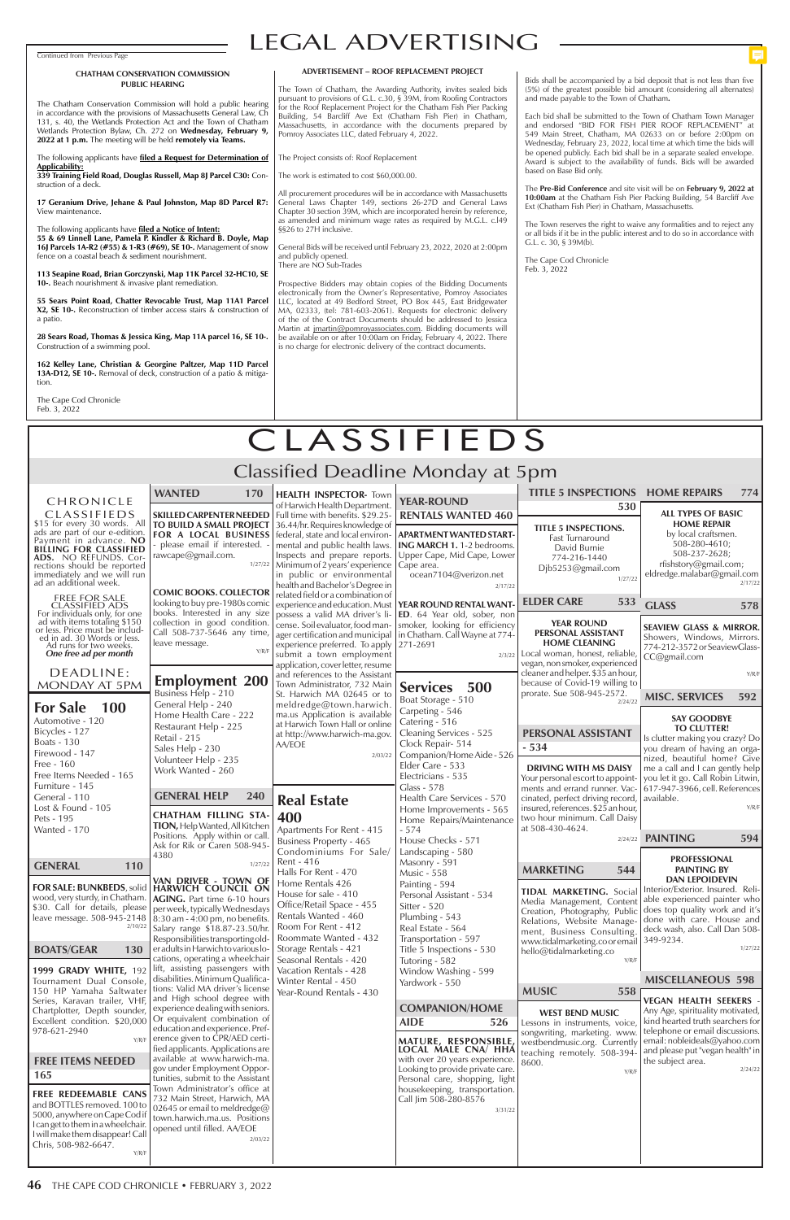# LEGAL ADVERTISING

Continued from Previous Page

**CHATHAM CONSERVATION COMMISSION PUBLIC HEARING**

The Chatham Conservation Commission will hold a public hearing in accordance with the provisions of Massachusetts General Law, Ch 131, s. 40, the Wetlands Protection Act and the Town of Chatham Wetlands Protection Bylaw, Ch. 272 on **Wednesday, February 9, 2022 at 1 p.m.** The meeting will be held **remotely via Teams.**

The following applicants have **filed a Request for Determination of Applicability:**

**339 Training Field Road, Douglas Russell, Map 8J Parcel C30:** Construction of a deck.

**17 Geranium Drive, Jehane & Paul Johnston, Map 8D Parcel R7:** View maintenance.

The following applicants have **filed a Notice of Intent:**

**55 & 69 Linnell Lane, Pamela P. Kindler & Richard B. Doyle, Map 16J Parcels 1A-R2 (#55) & 1-R3 (#69), SE 10-.** Management of snow fence on a coastal beach & sediment nourishment.

**113 Seapine Road, Brian Gorczynski, Map 11K Parcel 32-HC10, SE 10-.** Beach nourishment & invasive plant remediation.

**55 Sears Point Road, Chatter Revocable Trust, Map 11A1 Parcel X2, SE 10-.** Reconstruction of timber access stairs & construction of a patio.

**28 Sears Road, Thomas & Jessica King, Map 11A parcel 16, SE 10-.** Construction of a swimming pool.

**162 Kelley Lane, Christian & Georgine Paltzer, Map 11D Parcel 13A-D12, SE 10-.** Removal of deck, construction of a patio & mitigation.

The Cape Cod Chronicle
Feb. 3, 2022

**ADVERTISEMENT – ROOF REPLACEMENT PROJECT**

The Town of Chatham, the Awarding Authority, invites sealed bids pursuant to provisions of G.L. c.30, § 39M, from Roofing Contractors for the Roof Replacement Project for the Chatham Fish Pier Packing Building, 54 Barcliff Ave Ext (Chatham Fish Pier) in Chatham, Massachusetts, in accordance with the documents prepared by Pomroy Associates LLC, dated February 4, 2022.

The Project consists of: Roof Replacement

The work is estimated to cost $60,000.00.

All procurement procedures will be in accordance with Massachusetts General Laws Chapter 149, sections 26-27D and General Laws Chapter 30 section 39M, which are incorporated herein by reference, as amended and minimum wage rates as required by M.G.L. c.l49 §§26 to 27H inclusive.

General Bids will be received until February 23, 2022, 2020 at 2:00pm and publicly opened.
There are NO Sub-Trades

Prospective Bidders may obtain copies of the Bidding Documents electronically from the Owner's Representative, Pomroy Associates LLC, located at 49 Bedford Street, PO Box 445, East Bridgewater MA, 02333, (tel: 781-603-2061). Requests for electronic delivery of the of the Contract Documents should be addressed to Jessica Martin at jmartin@pomroyassociates.com. Bidding documents will be available on or after 10:00am on Friday, February 4, 2022. There is no charge for electronic delivery of the contract documents.

Bids shall be accompanied by a bid deposit that is not less than five (5%) of the greatest possible bid amount (considering all alternates) and made payable to the Town of Chatham**.**

Each bid shall be submitted to the Town of Chatham Town Manager and endorsed "BID FOR FISH PIER ROOF REPLACEMENT" at 549 Main Street, Chatham, MA 02633 on or before 2:00pm on Wednesday, February 23, 2022, local time at which time the bids will be opened publicly. Each bid shall be in a separate sealed envelope. Award is subject to the availability of funds. Bids will be awarded based on Base Bid only.

The **Pre-Bid Conference** and site visit will be on **February 9, 2022 at 10:00am** at the Chatham Fish Pier Packing Building, 54 Barcliff Ave Ext (Chatham Fish Pier) in Chatham, Massachusetts.

The Town reserves the right to waive any formalities and to reject any or all bids if it be in the public interest and to do so in accordance with G.L. c. 30, § 39M(b).

The Cape Cod Chronicle
Feb. 3, 2022

# CLASSIFIEDS

## Classified Deadline Monday at 5pm

CHRONICLE CLASSIFIEDS
$15 for every 30 words. All ads are part of our e-edition. Payment in advance. **NO BILLING FOR CLASSIFIED ADS.** NO REFUNDS. Corrections should be reported immediately and we will run ad an additional week.

FREE FOR SALE CLASSIFIED ADS
For individuals only, for one ad with items totaling $150 or less. Price must be included in ad. 30 Words or less. Ad runs for two weeks.
***One free ad per month***

DEADLINE: MONDAY AT 5PM

## For Sale 100
Automotive - 120
Bicycles - 127
Boats - 130
Firewood - 147
Free - 160
Free Items Needed - 165
Furniture - 145
General - 110
Lost & Found - 105
Pets - 195
Wanted - 170

### GENERAL 110

**FOR SALE: BUNKBEDS**, solid wood, very sturdy, in Chatham. $30. Call for details, please leave message. 508-945-2148
2/10/22

### BOATS/GEAR 130

**1999 GRADY WHITE,** 192 Tournament Dual Console, 150 HP Yamaha Saltwater Series, Karavan trailer, VHF, Chartplotter, Depth sounder, Excellent condition. $20,000 978-621-2940
Y/R/F

### FREE ITEMS NEEDED 165

**FREE REDEEMABLE CANS** and BOTTLES removed. 100 to 5000, anywhere on Cape Cod if I can get to them in a wheelchair. I will make them disappear! Call Chris, 508-982-6647.
Y/R/F

### WANTED 170

**SKILLED CARPENTER NEEDED TO BUILD A SMALL PROJECT FOR A LOCAL BUSINESS** - please email if interested. - rawcape@gmail.com.
1/27/22

**COMIC BOOKS. COLLECTOR** looking to buy pre-1980s comic books. Interested in any size collection in good condition. Call 508-737-5646 any time, leave message.
Y/R/F

## Employment 200
Business Help - 210
General Help - 240
Home Health Care - 222
Restaurant Help - 225
Retail - 215
Sales Help - 230
Volunteer Help - 235
Work Wanted - 260

### GENERAL HELP 240

**CHATHAM FILLING STATION,** Help Wanted, All Kitchen Positions. Apply within or call. Ask for Rik or Caren 508-945-4380
1/27/22

**VAN DRIVER - TOWN OF HARWICH COUNCIL ON AGING.** Part time 6-10 hours per week, typically Wednesdays 8:30 am - 4:00 pm, no benefits. Salary range $18.87-23.50/hr. Responsibilities transporting elderadults in Harwich to various locations, occasionally operating a wheelchair lift, assisting passengers with disabilities. Minimum Qualifications: Valid MA driver's license and High school degree with experience dealing with seniors. Or equivalent combination of education and experience. Preference given to CPR/AED certified applicants. Applications are available at www.harwich-ma.gov under Employment Opportunities, submit to the Assistant Town Administrator's office at 732 Main Street, Harwich, MA 02645 or to meldredge@town.harwich.ma.us. Positions opened until filled. AA/EOE
2/03/22

**HEALTH INSPECTOR-** Town of Harwich Health Department. Full time with benefits. $29.25-36.44/hr. Requires knowledge of federal, state and local environmental and public health laws. Inspects and prepare reports. Minimum of 2 years' experience in public or environmental health and Bachelor's Degree in related field or a combination of experience and education. Must possess a valid MA driver's license. Soil evaluator, food manager certification and municipal experience preferred. To apply submit a town employment application, cover letter, resume and references to the Assistant Town Administrator, 732 Main St. Harwich MA 02645 or to meldredge@town.harwich.ma.us Application is available at Harwich Town Hall or online at http://www.harwich-ma.gov. AA/EOE
2/03/22

## Real Estate 400
Apartments For Rent - 415
Business Property - 465
Condominiums For Sale/Rent - 416
Halls For Rent - 470
Home Rentals 426
House for sale - 410
Office/Retail Space - 455
Rentals Wanted - 460
Room For Rent - 412
Roommate Wanted - 432
Storage Rentals - 421
Seasonal Rentals - 420
Vacation Rentals - 428
Winter Rental - 450
Year-Round Rentals - 430

### YEAR-ROUND RENTALS WANTED 460

**APARTMENT WANTED STARTING MARCH 1.** 1-2 bedrooms. Upper Cape, Mid Cape, Lower Cape area.
ocean7104@verizon.net
2/17/22

**YEAR ROUND RENTAL WANTED.** 64 Year old, sober, non smoker, looking for efficiency in Chatham. Call Wayne at 774-271-2691
2/3/22

## Services 500
Boat Storage - 510
Carpeting - 546
Catering - 516
Cleaning Services - 525
Clock Repair- 514
Companion/Home Aide - 526
Elder Care - 533
Electricians - 535
Glass - 578
Health Care Services - 570
Home Improvements - 565
Home Repairs/Maintenance - 574
House Checks - 571
Landscaping - 580
Masonry - 591
Music - 558
Painting - 594
Personal Assistant - 534
Sitter - 520
Plumbing - 543
Real Estate - 564
Transportation - 597
Title 5 Inspections - 530
Tutoring - 582
Window Washing - 599
Yardwork - 550

### COMPANION/HOME AIDE 526

**MATURE, RESPONSIBLE, LOCAL MALE CNA/ HHA** with over 20 years experience. Looking to provide private care. Personal care, shopping, light housekeeping, transportation. Call Jim 508-280-8576
3/31/22

### TITLE 5 INSPECTIONS 530

**TITLE 5 INSPECTIONS.**
Fast Turnaround
David Burnie
774-216-1440
Djb5253@gmail.com
1/27/22

### ELDER CARE 533

**YEAR ROUND PERSONAL ASSISTANT HOME CLEANING**
Local woman, honest, reliable, vegan, non smoker, experienced cleaner and helper. $35 an hour, because of Covid-19 willing to prorate. Sue 508-945-2572.
2/24/22

### PERSONAL ASSISTANT - 534

**DRIVING WITH MS DAISY**
Your personal escort to appointments and errand runner. Vaccinated, perfect driving record, insured, references. $25 an hour, two hour minimum. Call Daisy at 508-430-4624.
2/24/22

### MARKETING 544

**TIDAL MARKETING.** Social Media Management, Content Creation, Photography, Public Relations, Website Management, Business Consulting. www.tidalmarketing.co or email hello@tidalmarketing.co
Y/R/F

### MUSIC 558

**WEST BEND MUSIC**
Lessons in instruments, voice, songwriting, marketing. www.westbendmusic.org. Currently teaching remotely. 508-394-8600.
Y/R/F

### HOME REPAIRS 774

**ALL TYPES OF BASIC HOME REPAIR**
by local craftsmen.
508-280-4610;
508-237-2628;
rfishstory@gmail.com;
eldredge.malabar@gmail.com
2/17/22

### GLASS 578

**SEAVIEW GLASS & MIRROR.** Showers, Windows, Mirrors. 774-212-3572 or SeaviewGlassCC@gmail.com
Y/R/F

### MISC. SERVICES 592

**SAY GOODBYE TO CLUTTER!**
Is clutter making you crazy? Do you dream of having an organized, beautiful home? Give me a call and I can gently help you let it go. Call Robin Litwin, 617-947-3966, cell. References available.
Y/R/F

### PAINTING 594

**PROFESSIONAL PAINTING BY DAN LEPOIDEVIN**
Interior/Exterior. Insured. Reliable experienced painter who does top quality work and it's done with care. House and deck wash, also. Call Dan 508-349-9234.
1/27/22

### MISCELLANEOUS 598

**VEGAN HEALTH SEEKERS** - Any Age, spirituality motivated, kind hearted truth searchers for telephone or email discussions. email: nobleideals@yahoo.com and please put "vegan health" in the subject area.
2/24/22